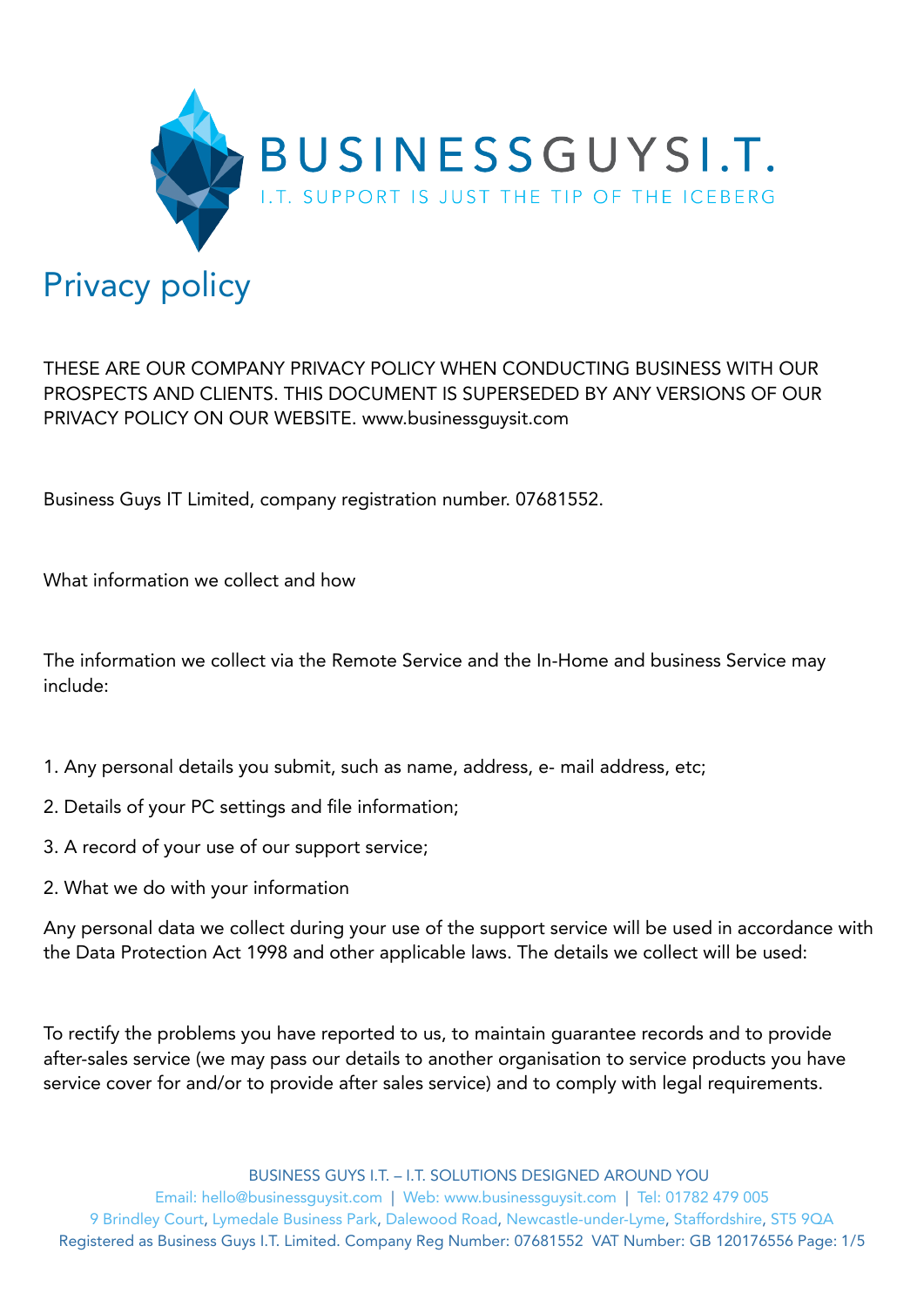BUSINESSGUYSI.T.

I.T. SUPPORT IS JUST THE TIP OF THE ICEBERG

# Privacy policy

THESE ARE OUR COMPANY PRIVACY POLICY WHEN CONDUCTING BUSINESS WITH OUR PROSPECTS AND CLIENTS. THIS DOCUMENT IS SUPERSEDED BY ANY VERSIONS OF OUR PRIVACY POLICY ON OUR WEBSITE. www.businessguysit.com

Business Guys IT Limited, company registration number. 07681552.

What information we collect and how

The information we collect via the Remote Service and the In-Home and business Service may include:

1. Any personal details you submit, such as name, address, e- mail address, etc;

2. Details of your PC settings and file information;

3. A record of your use of our support service;

2. What we do with your information

Any personal data we collect during your use of the support service will be used in accordance with the Data Protection Act 1998 and other applicable laws. The details we collect will be used:

To rectify the problems you have reported to us, to maintain guarantee records and to provide after-sales service (we may pass our details to another organisation to service products you have service cover for and/or to provide after sales service) and to comply with legal requirements.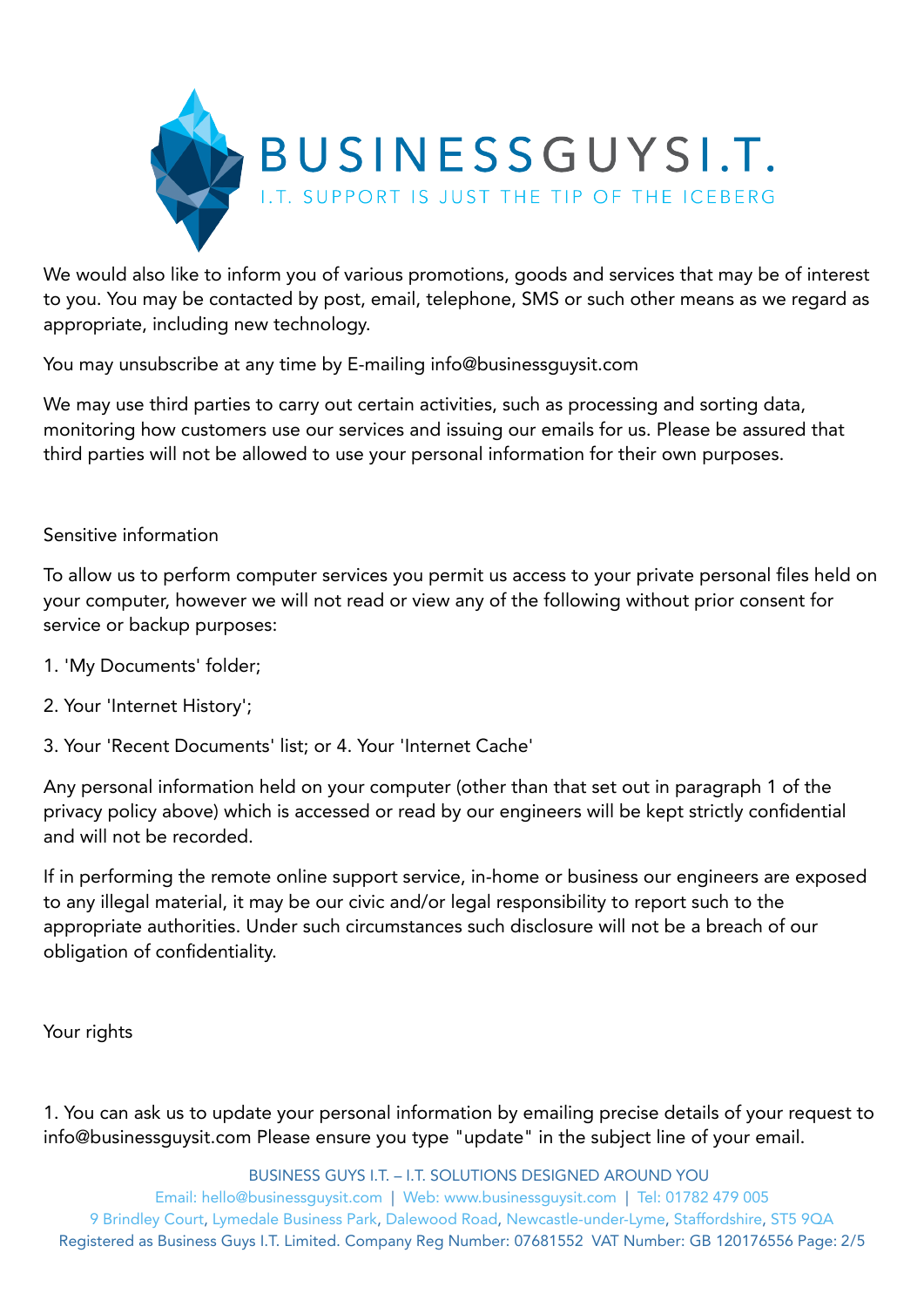We would also like to inform you of various promotions, goods and services that may be of interest to you. You may be contacted by post, email, telephone, SMS or such other means as we regard as appropriate, including new technology.

You may unsubscribe at any time by E-mailing info@businessguysit.com

We may use third parties to carry out certain activities, such as processing and sorting data, monitoring how customers use our services and issuing our emails for us. Please be assured that third parties will not be allowed to use your personal information for their own purposes.

## Sensitive information

To allow us to perform computer services you permit us access to your private personal files held on your computer, however we will not read or view any of the following without prior consent for service or backup purposes:

1. 'My Documents' folder;

2. Your 'Internet History';

3. Your 'Recent Documents' list; or 4. Your 'Internet Cache'

Any personal information held on your computer (other than that set out in paragraph 1 of the privacy policy above) which is accessed or read by our engineers will be kept strictly confidential and will not be recorded.

If in performing the remote online support service, in-home or business our engineers are exposed to any illegal material, it may be our civic and/or legal responsibility to report such to the appropriate authorities. Under such circumstances such disclosure will not be a breach of our obligation of confidentiality.

## Your rights

1. You can ask us to update your personal information by emailing precise details of your request to info@businessguysit.com Please ensure you type "update" in the subject line of your email.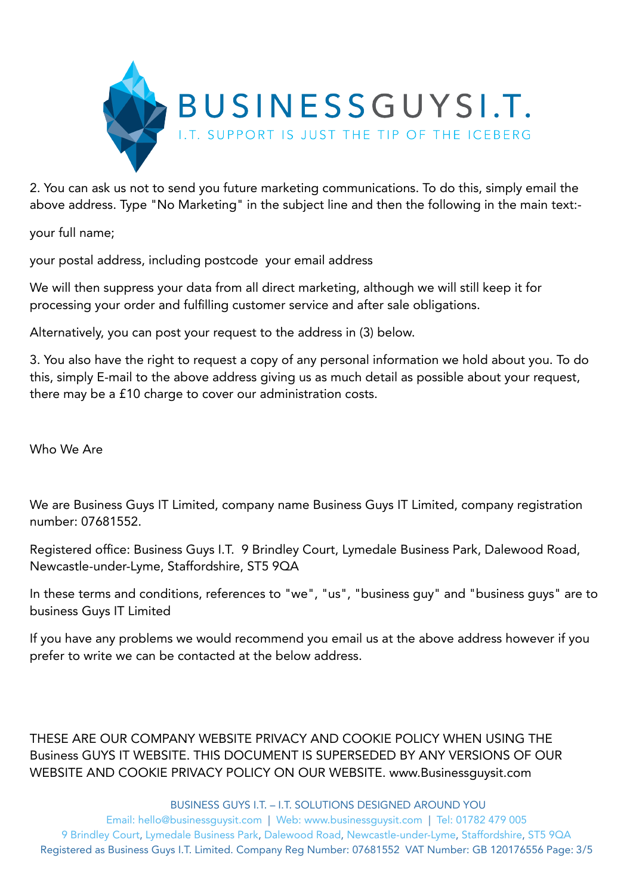2. You can ask us not to send you future marketing communications. To do this, simply email the above address. Type "No Marketing" in the subject line and then the following in the main text:-

your full name;

your postal address, including postcode  your email address

We will then suppress your data from all direct marketing, although we will still keep it for processing your order and fulfilling customer service and after sale obligations.

Alternatively, you can post your request to the address in (3) below.

3. You also have the right to request a copy of any personal information we hold about you. To do this, simply E-mail to the above address giving us as much detail as possible about your request, there may be a £10 charge to cover our administration costs.

Who We Are

We are Business Guys IT Limited, company name Business Guys IT Limited, company registration number: 07681552.

Registered office: Business Guys I.T.  9 Brindley Court, Lymedale Business Park, Dalewood Road, Newcastle-under-Lyme, Staffordshire, ST5 9QA

In these terms and conditions, references to "we", "us", "business guy" and "business guys" are to business Guys IT Limited

If you have any problems we would recommend you email us at the above address however if you prefer to write we can be contacted at the below address.

THESE ARE OUR COMPANY WEBSITE PRIVACY AND COOKIE POLICY WHEN USING THE Business GUYS IT WEBSITE. THIS DOCUMENT IS SUPERSEDED BY ANY VERSIONS OF OUR WEBSITE AND COOKIE PRIVACY POLICY ON OUR WEBSITE. www.Businessguysit.com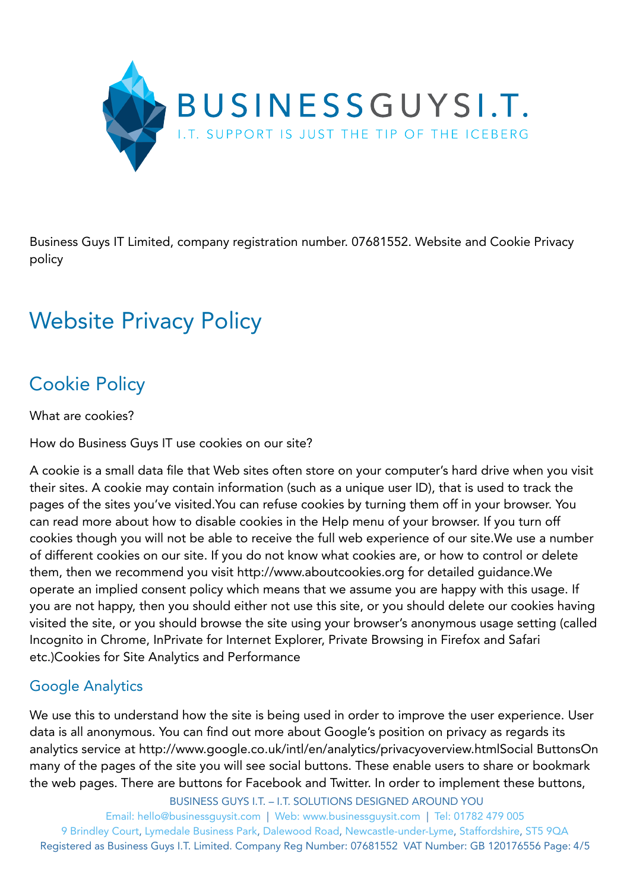Business Guys IT Limited, company registration number. 07681552. Website and Cookie Privacy policy

# Website Privacy Policy

## Cookie Policy

What are cookies?

How do Business Guys IT use cookies on our site?

A cookie is a small data file that Web sites often store on your computer's hard drive when you visit their sites. A cookie may contain information (such as a unique user ID), that is used to track the pages of the sites you've visited.You can refuse cookies by turning them off in your browser. You can read more about how to disable cookies in the Help menu of your browser. If you turn off cookies though you will not be able to receive the full web experience of our site.We use a number of different cookies on our site. If you do not know what cookies are, or how to control or delete them, then we recommend you visit http://www.aboutcookies.org for detailed guidance.We operate an implied consent policy which means that we assume you are happy with this usage. If you are not happy, then you should either not use this site, or you should delete our cookies having visited the site, or you should browse the site using your browser's anonymous usage setting (called Incognito in Chrome, InPrivate for Internet Explorer, Private Browsing in Firefox and Safari etc.)Cookies for Site Analytics and Performance

### Google Analytics

We use this to understand how the site is being used in order to improve the user experience. User data is all anonymous. You can find out more about Google's position on privacy as regards its analytics service at http://www.google.co.uk/intl/en/analytics/privacyoverview.htmlSocial ButtonsOn many of the pages of the site you will see social buttons. These enable users to share or bookmark the web pages. There are buttons for Facebook and Twitter. In order to implement these buttons,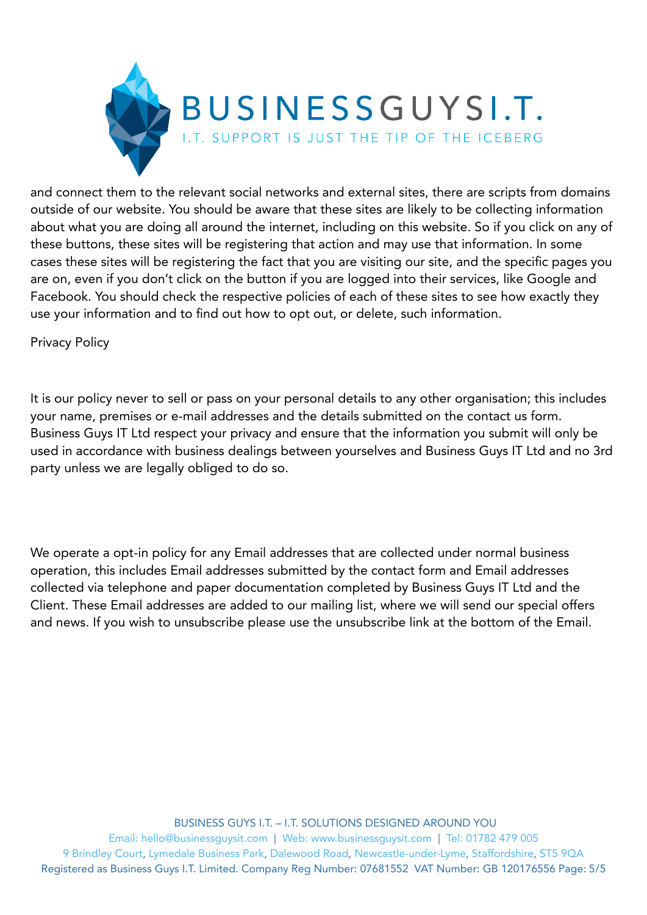and connect them to the relevant social networks and external sites, there are scripts from domains outside of our website. You should be aware that these sites are likely to be collecting information about what you are doing all around the internet, including on this website. So if you click on any of these buttons, these sites will be registering that action and may use that information. In some cases these sites will be registering the fact that you are visiting our site, and the specific pages you are on, even if you don't click on the button if you are logged into their services, like Google and Facebook. You should check the respective policies of each of these sites to see how exactly they use your information and to find out how to opt out, or delete, such information.

Privacy Policy

It is our policy never to sell or pass on your personal details to any other organisation; this includes your name, premises or e-mail addresses and the details submitted on the contact us form. Business Guys IT Ltd respect your privacy and ensure that the information you submit will only be used in accordance with business dealings between yourselves and Business Guys IT Ltd and no 3rd party unless we are legally obliged to do so.

We operate a opt-in policy for any Email addresses that are collected under normal business operation, this includes Email addresses submitted by the contact form and Email addresses collected via telephone and paper documentation completed by Business Guys IT Ltd and the Client. These Email addresses are added to our mailing list, where we will send our special offers and news. If you wish to unsubscribe please use the unsubscribe link at the bottom of the Email.